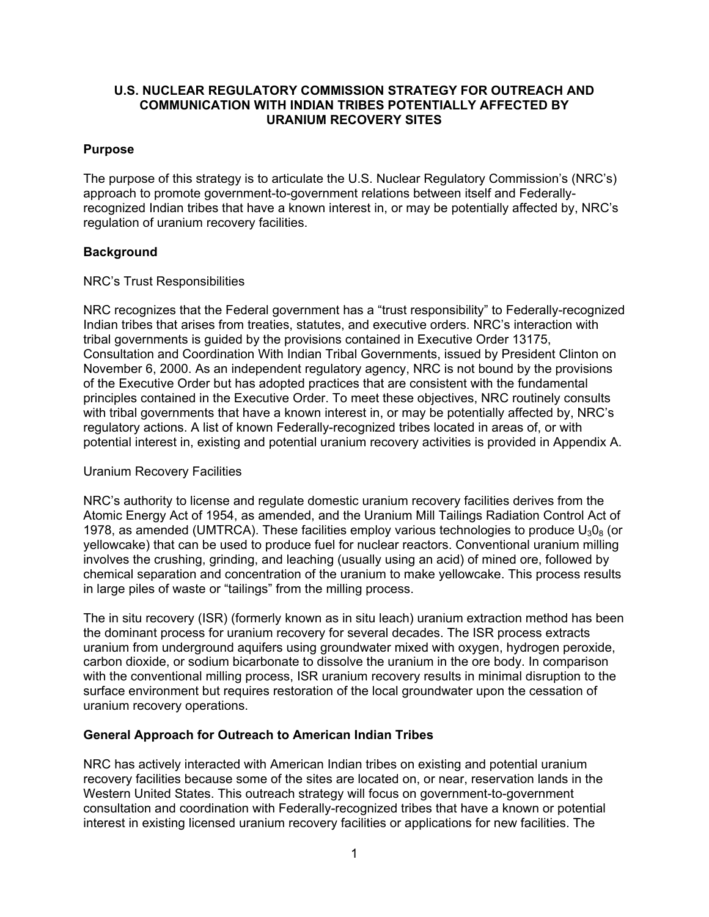# U.S. NUCLEAR REGULATORY COMMISSION STRATEGY FOR OUTREACH AND COMMUNICATION WITH INDIAN TRIBES POTENTIALLY AFFECTED BY URANIUM RECOVERY SITES

## Purpose

The purpose of this strategy is to articulate the U.S. Nuclear Regulatory Commission's (NRC's) approach to promote government-to-government relations between itself and Federally-recognized Indian tribes that have a known interest in, or may be potentially affected by, NRC's regulation of uranium recovery facilities.

## Background

### NRC's Trust Responsibilities

NRC recognizes that the Federal government has a "trust responsibility" to Federally-recognized Indian tribes that arises from treaties, statutes, and executive orders. NRC's interaction with tribal governments is guided by the provisions contained in Executive Order 13175, Consultation and Coordination With Indian Tribal Governments, issued by President Clinton on November 6, 2000. As an independent regulatory agency, NRC is not bound by the provisions of the Executive Order but has adopted practices that are consistent with the fundamental principles contained in the Executive Order. To meet these objectives, NRC routinely consults with tribal governments that have a known interest in, or may be potentially affected by, NRC's regulatory actions. A list of known Federally-recognized tribes located in areas of, or with potential interest in, existing and potential uranium recovery activities is provided in Appendix A.

### Uranium Recovery Facilities

NRC's authority to license and regulate domestic uranium recovery facilities derives from the Atomic Energy Act of 1954, as amended, and the Uranium Mill Tailings Radiation Control Act of 1978, as amended (UMTRCA). These facilities employ various technologies to produce $U_30_8$ (or yellowcake) that can be used to produce fuel for nuclear reactors. Conventional uranium milling involves the crushing, grinding, and leaching (usually using an acid) of mined ore, followed by chemical separation and concentration of the uranium to make yellowcake. This process results in large piles of waste or "tailings" from the milling process.

The in situ recovery (ISR) (formerly known as in situ leach) uranium extraction method has been the dominant process for uranium recovery for several decades. The ISR process extracts uranium from underground aquifers using groundwater mixed with oxygen, hydrogen peroxide, carbon dioxide, or sodium bicarbonate to dissolve the uranium in the ore body. In comparison with the conventional milling process, ISR uranium recovery results in minimal disruption to the surface environment but requires restoration of the local groundwater upon the cessation of uranium recovery operations.

## General Approach for Outreach to American Indian Tribes

NRC has actively interacted with American Indian tribes on existing and potential uranium recovery facilities because some of the sites are located on, or near, reservation lands in the Western United States. This outreach strategy will focus on government-to-government consultation and coordination with Federally-recognized tribes that have a known or potential interest in existing licensed uranium recovery facilities or applications for new facilities. The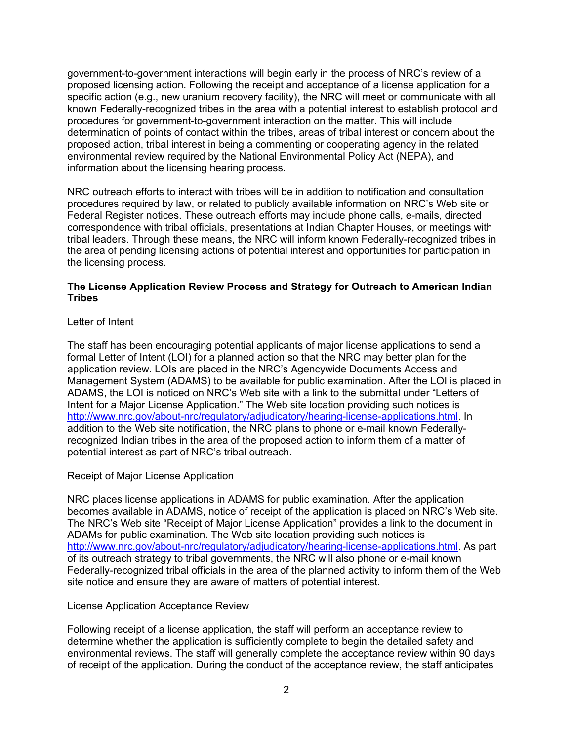government-to-government interactions will begin early in the process of NRC's review of a proposed licensing action. Following the receipt and acceptance of a license application for a specific action (e.g., new uranium recovery facility), the NRC will meet or communicate with all known Federally-recognized tribes in the area with a potential interest to establish protocol and procedures for government-to-government interaction on the matter. This will include determination of points of contact within the tribes, areas of tribal interest or concern about the proposed action, tribal interest in being a commenting or cooperating agency in the related environmental review required by the National Environmental Policy Act (NEPA), and information about the licensing hearing process.

NRC outreach efforts to interact with tribes will be in addition to notification and consultation procedures required by law, or related to publicly available information on NRC's Web site or Federal Register notices. These outreach efforts may include phone calls, e-mails, directed correspondence with tribal officials, presentations at Indian Chapter Houses, or meetings with tribal leaders. Through these means, the NRC will inform known Federally-recognized tribes in the area of pending licensing actions of potential interest and opportunities for participation in the licensing process.

**The License Application Review Process and Strategy for Outreach to American Indian Tribes**

Letter of Intent

The staff has been encouraging potential applicants of major license applications to send a formal Letter of Intent (LOI) for a planned action so that the NRC may better plan for the application review. LOIs are placed in the NRC's Agencywide Documents Access and Management System (ADAMS) to be available for public examination. After the LOI is placed in ADAMS, the LOI is noticed on NRC's Web site with a link to the submittal under "Letters of Intent for a Major License Application." The Web site location providing such notices is http://www.nrc.gov/about-nrc/regulatory/adjudicatory/hearing-license-applications.html. In addition to the Web site notification, the NRC plans to phone or e-mail known Federally-recognized Indian tribes in the area of the proposed action to inform them of a matter of potential interest as part of NRC's tribal outreach.

Receipt of Major License Application

NRC places license applications in ADAMS for public examination. After the application becomes available in ADAMS, notice of receipt of the application is placed on NRC's Web site. The NRC's Web site "Receipt of Major License Application" provides a link to the document in ADAMs for public examination. The Web site location providing such notices is http://www.nrc.gov/about-nrc/regulatory/adjudicatory/hearing-license-applications.html. As part of its outreach strategy to tribal governments, the NRC will also phone or e-mail known Federally-recognized tribal officials in the area of the planned activity to inform them of the Web site notice and ensure they are aware of matters of potential interest.

License Application Acceptance Review

Following receipt of a license application, the staff will perform an acceptance review to determine whether the application is sufficiently complete to begin the detailed safety and environmental reviews. The staff will generally complete the acceptance review within 90 days of receipt of the application. During the conduct of the acceptance review, the staff anticipates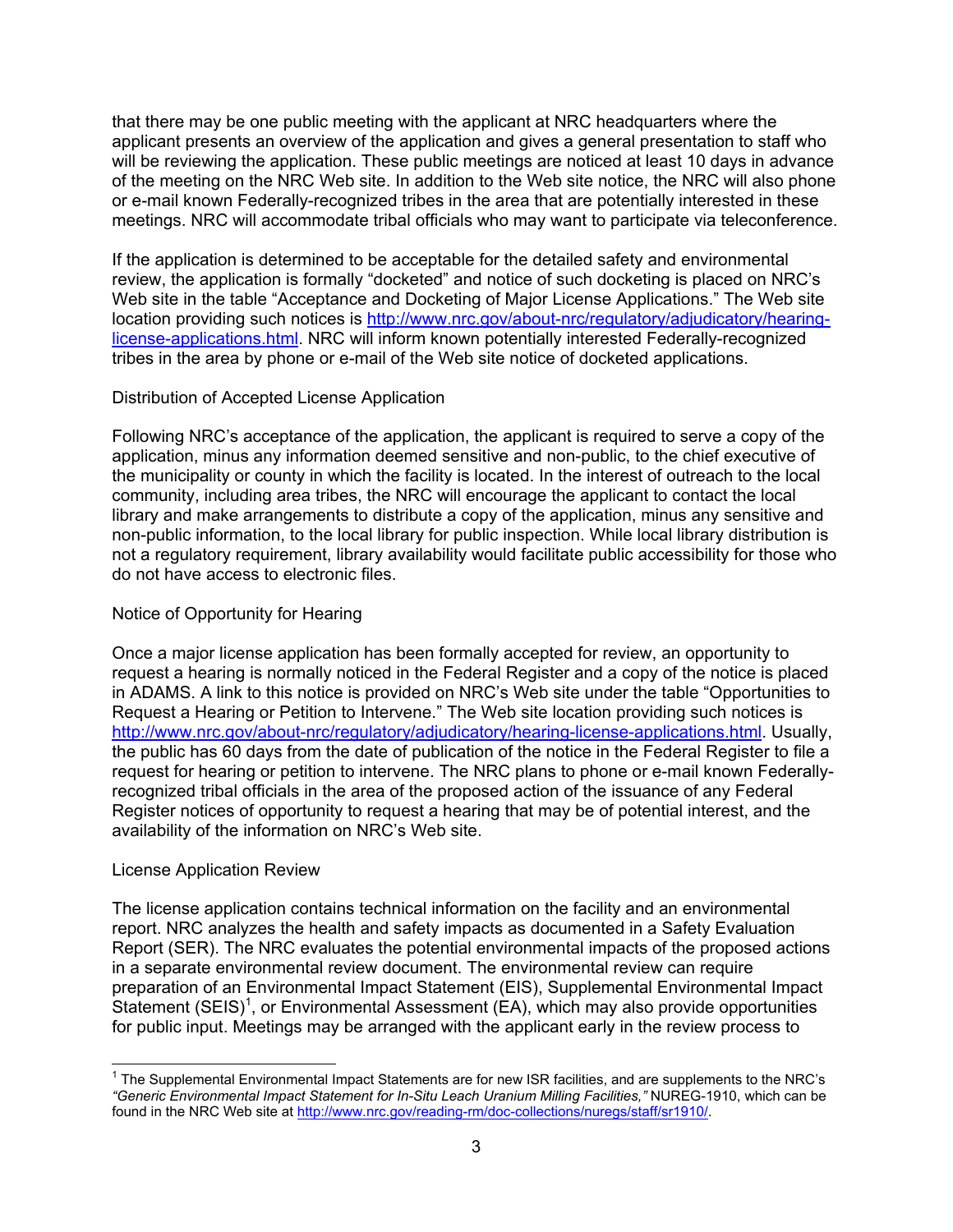that there may be one public meeting with the applicant at NRC headquarters where the applicant presents an overview of the application and gives a general presentation to staff who will be reviewing the application. These public meetings are noticed at least 10 days in advance of the meeting on the NRC Web site. In addition to the Web site notice, the NRC will also phone or e-mail known Federally-recognized tribes in the area that are potentially interested in these meetings. NRC will accommodate tribal officials who may want to participate via teleconference.

If the application is determined to be acceptable for the detailed safety and environmental review, the application is formally "docketed" and notice of such docketing is placed on NRC's Web site in the table "Acceptance and Docketing of Major License Applications." The Web site location providing such notices is http://www.nrc.gov/about-nrc/regulatory/adjudicatory/hearing-license-applications.html. NRC will inform known potentially interested Federally-recognized tribes in the area by phone or e-mail of the Web site notice of docketed applications.

Distribution of Accepted License Application

Following NRC's acceptance of the application, the applicant is required to serve a copy of the application, minus any information deemed sensitive and non-public, to the chief executive of the municipality or county in which the facility is located. In the interest of outreach to the local community, including area tribes, the NRC will encourage the applicant to contact the local library and make arrangements to distribute a copy of the application, minus any sensitive and non-public information, to the local library for public inspection. While local library distribution is not a regulatory requirement, library availability would facilitate public accessibility for those who do not have access to electronic files.

Notice of Opportunity for Hearing

Once a major license application has been formally accepted for review, an opportunity to request a hearing is normally noticed in the Federal Register and a copy of the notice is placed in ADAMS. A link to this notice is provided on NRC's Web site under the table "Opportunities to Request a Hearing or Petition to Intervene." The Web site location providing such notices is http://www.nrc.gov/about-nrc/regulatory/adjudicatory/hearing-license-applications.html. Usually, the public has 60 days from the date of publication of the notice in the Federal Register to file a request for hearing or petition to intervene. The NRC plans to phone or e-mail known Federally-recognized tribal officials in the area of the proposed action of the issuance of any Federal Register notices of opportunity to request a hearing that may be of potential interest, and the availability of the information on NRC's Web site.

License Application Review

The license application contains technical information on the facility and an environmental report. NRC analyzes the health and safety impacts as documented in a Safety Evaluation Report (SER). The NRC evaluates the potential environmental impacts of the proposed actions in a separate environmental review document. The environmental review can require preparation of an Environmental Impact Statement (EIS), Supplemental Environmental Impact Statement (SEIS)[1], or Environmental Assessment (EA), which may also provide opportunities for public input. Meetings may be arranged with the applicant early in the review process to

[1] The Supplemental Environmental Impact Statements are for new ISR facilities, and are supplements to the NRC's *"Generic Environmental Impact Statement for In-Situ Leach Uranium Milling Facilities,"* NUREG-1910, which can be found in the NRC Web site at http://www.nrc.gov/reading-rm/doc-collections/nuregs/staff/sr1910/.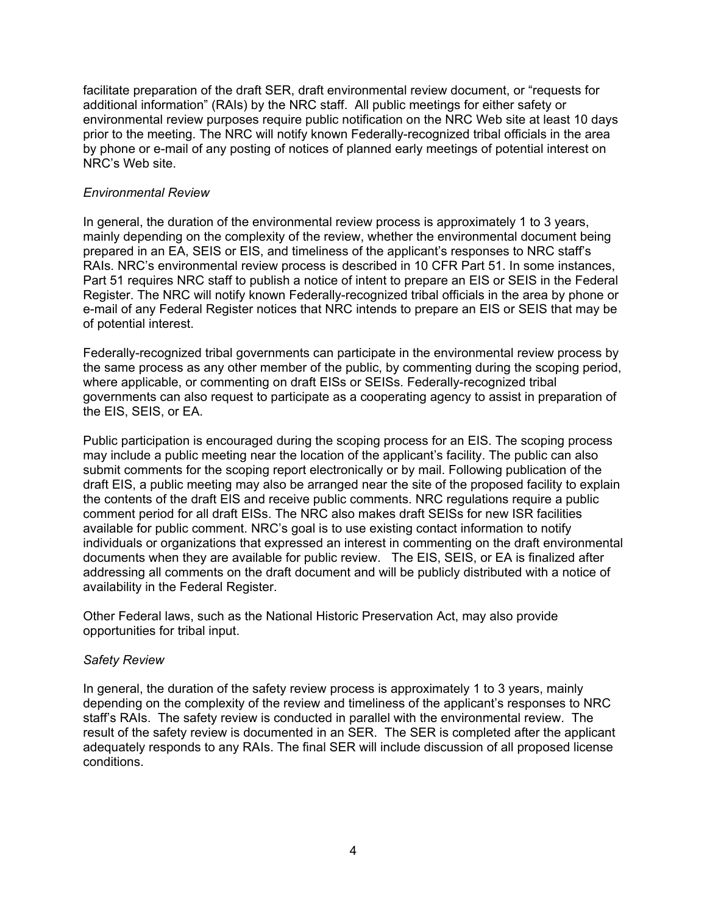facilitate preparation of the draft SER, draft environmental review document, or "requests for additional information" (RAIs) by the NRC staff. All public meetings for either safety or environmental review purposes require public notification on the NRC Web site at least 10 days prior to the meeting. The NRC will notify known Federally-recognized tribal officials in the area by phone or e-mail of any posting of notices of planned early meetings of potential interest on NRC's Web site.

*Environmental Review*

In general, the duration of the environmental review process is approximately 1 to 3 years, mainly depending on the complexity of the review, whether the environmental document being prepared in an EA, SEIS or EIS, and timeliness of the applicant's responses to NRC staff's RAIs. NRC's environmental review process is described in 10 CFR Part 51. In some instances, Part 51 requires NRC staff to publish a notice of intent to prepare an EIS or SEIS in the Federal Register. The NRC will notify known Federally-recognized tribal officials in the area by phone or e-mail of any Federal Register notices that NRC intends to prepare an EIS or SEIS that may be of potential interest.

Federally-recognized tribal governments can participate in the environmental review process by the same process as any other member of the public, by commenting during the scoping period, where applicable, or commenting on draft EISs or SEISs. Federally-recognized tribal governments can also request to participate as a cooperating agency to assist in preparation of the EIS, SEIS, or EA.

Public participation is encouraged during the scoping process for an EIS. The scoping process may include a public meeting near the location of the applicant's facility. The public can also submit comments for the scoping report electronically or by mail. Following publication of the draft EIS, a public meeting may also be arranged near the site of the proposed facility to explain the contents of the draft EIS and receive public comments. NRC regulations require a public comment period for all draft EISs. The NRC also makes draft SEISs for new ISR facilities available for public comment. NRC's goal is to use existing contact information to notify individuals or organizations that expressed an interest in commenting on the draft environmental documents when they are available for public review. The EIS, SEIS, or EA is finalized after addressing all comments on the draft document and will be publicly distributed with a notice of availability in the Federal Register.

Other Federal laws, such as the National Historic Preservation Act, may also provide opportunities for tribal input.

*Safety Review*

In general, the duration of the safety review process is approximately 1 to 3 years, mainly depending on the complexity of the review and timeliness of the applicant's responses to NRC staff's RAIs. The safety review is conducted in parallel with the environmental review. The result of the safety review is documented in an SER. The SER is completed after the applicant adequately responds to any RAIs. The final SER will include discussion of all proposed license conditions.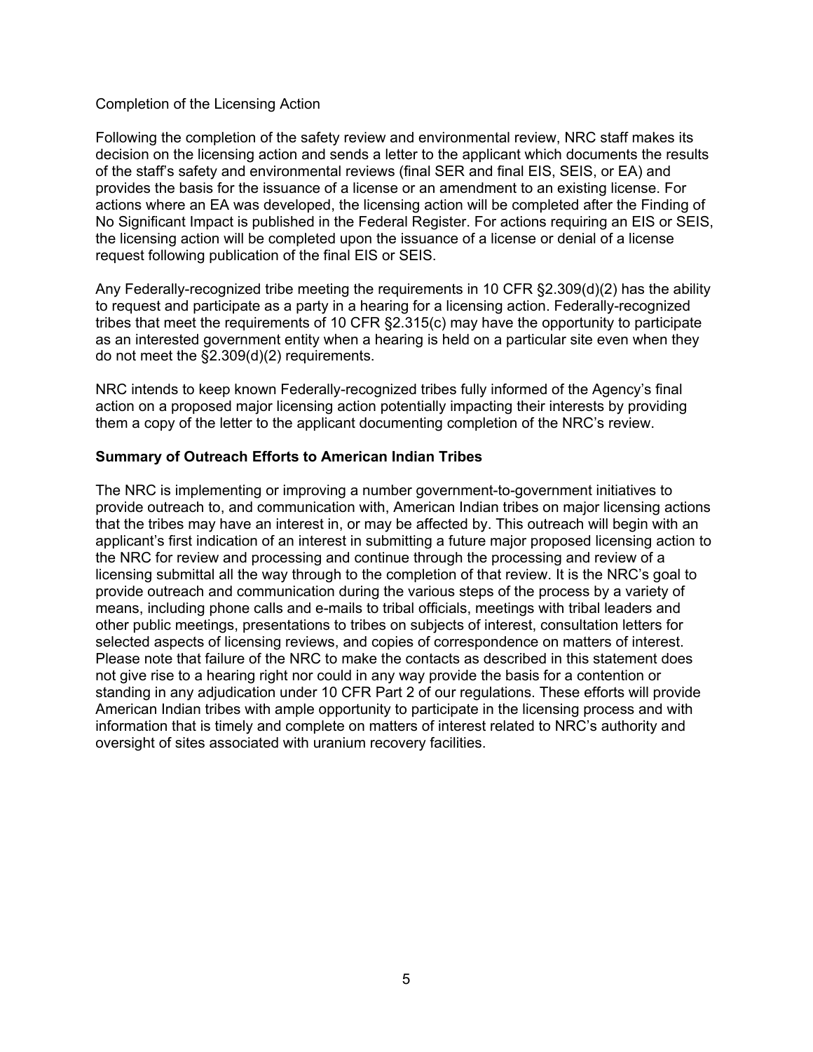Completion of the Licensing Action

Following the completion of the safety review and environmental review, NRC staff makes its decision on the licensing action and sends a letter to the applicant which documents the results of the staff's safety and environmental reviews (final SER and final EIS, SEIS, or EA) and provides the basis for the issuance of a license or an amendment to an existing license. For actions where an EA was developed, the licensing action will be completed after the Finding of No Significant Impact is published in the Federal Register. For actions requiring an EIS or SEIS, the licensing action will be completed upon the issuance of a license or denial of a license request following publication of the final EIS or SEIS.

Any Federally-recognized tribe meeting the requirements in 10 CFR §2.309(d)(2) has the ability to request and participate as a party in a hearing for a licensing action. Federally-recognized tribes that meet the requirements of 10 CFR §2.315(c) may have the opportunity to participate as an interested government entity when a hearing is held on a particular site even when they do not meet the §2.309(d)(2) requirements.

NRC intends to keep known Federally-recognized tribes fully informed of the Agency's final action on a proposed major licensing action potentially impacting their interests by providing them a copy of the letter to the applicant documenting completion of the NRC's review.

**Summary of Outreach Efforts to American Indian Tribes**

The NRC is implementing or improving a number government-to-government initiatives to provide outreach to, and communication with, American Indian tribes on major licensing actions that the tribes may have an interest in, or may be affected by. This outreach will begin with an applicant's first indication of an interest in submitting a future major proposed licensing action to the NRC for review and processing and continue through the processing and review of a licensing submittal all the way through to the completion of that review. It is the NRC's goal to provide outreach and communication during the various steps of the process by a variety of means, including phone calls and e-mails to tribal officials, meetings with tribal leaders and other public meetings, presentations to tribes on subjects of interest, consultation letters for selected aspects of licensing reviews, and copies of correspondence on matters of interest. Please note that failure of the NRC to make the contacts as described in this statement does not give rise to a hearing right nor could in any way provide the basis for a contention or standing in any adjudication under 10 CFR Part 2 of our regulations. These efforts will provide American Indian tribes with ample opportunity to participate in the licensing process and with information that is timely and complete on matters of interest related to NRC's authority and oversight of sites associated with uranium recovery facilities.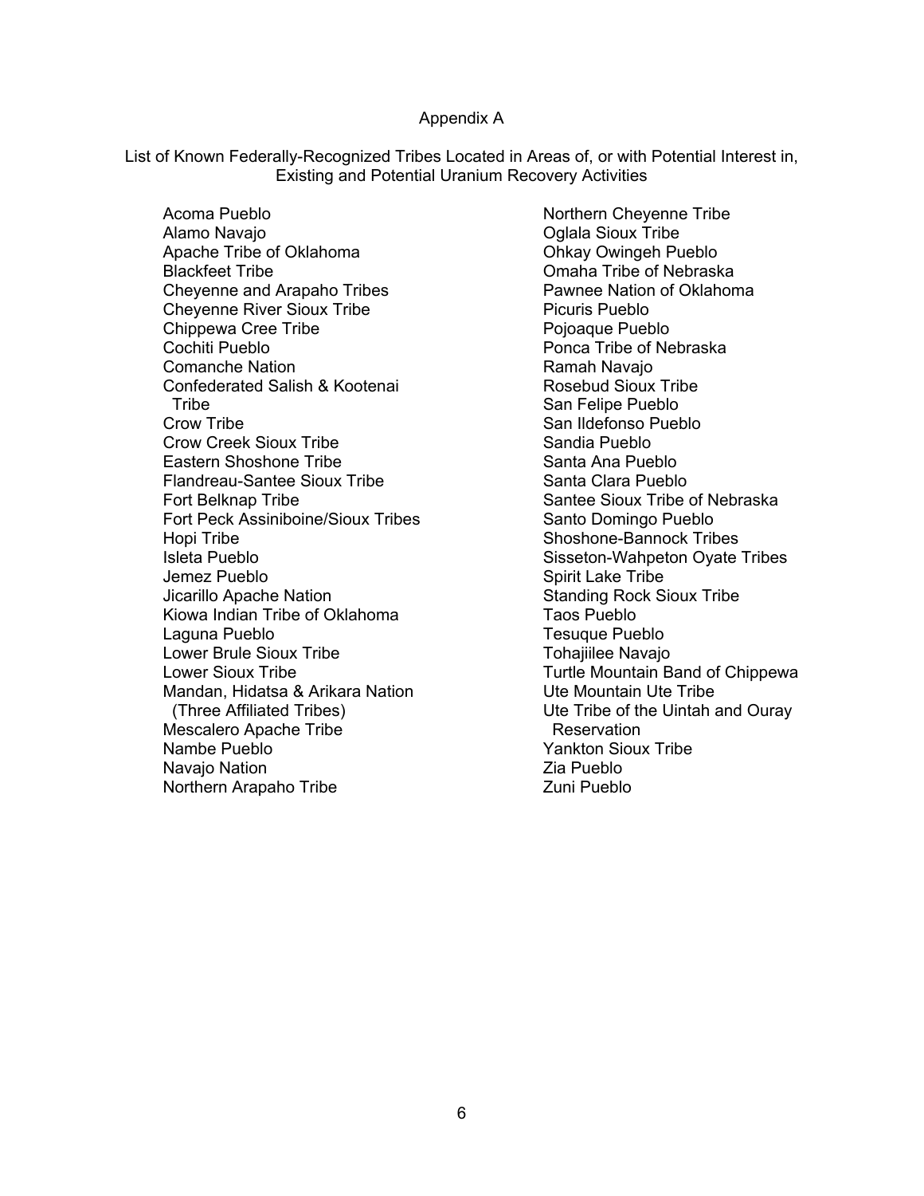## Appendix A

List of Known Federally-Recognized Tribes Located in Areas of, or with Potential Interest in, Existing and Potential Uranium Recovery Activities

- Acoma Pueblo
- Alamo Navajo
- Apache Tribe of Oklahoma
- Blackfeet Tribe
- Cheyenne and Arapaho Tribes
- Cheyenne River Sioux Tribe
- Chippewa Cree Tribe
- Cochiti Pueblo
- Comanche Nation
- Confederated Salish & Kootenai Tribe
- Crow Tribe
- Crow Creek Sioux Tribe
- Eastern Shoshone Tribe
- Flandreau-Santee Sioux Tribe
- Fort Belknap Tribe
- Fort Peck Assiniboine/Sioux Tribes
- Hopi Tribe
- Isleta Pueblo
- Jemez Pueblo
- Jicarillo Apache Nation
- Kiowa Indian Tribe of Oklahoma
- Laguna Pueblo
- Lower Brule Sioux Tribe
- Lower Sioux Tribe
- Mandan, Hidatsa & Arikara Nation (Three Affiliated Tribes)
- Mescalero Apache Tribe
- Nambe Pueblo
- Navajo Nation
- Northern Arapaho Tribe
- Northern Cheyenne Tribe
- Oglala Sioux Tribe
- Ohkay Owingeh Pueblo
- Omaha Tribe of Nebraska
- Pawnee Nation of Oklahoma
- Picuris Pueblo
- Pojoaque Pueblo
- Ponca Tribe of Nebraska
- Ramah Navajo
- Rosebud Sioux Tribe
- San Felipe Pueblo
- San Ildefonso Pueblo
- Sandia Pueblo
- Santa Ana Pueblo
- Santa Clara Pueblo
- Santee Sioux Tribe of Nebraska
- Santo Domingo Pueblo
- Shoshone-Bannock Tribes
- Sisseton-Wahpeton Oyate Tribes
- Spirit Lake Tribe
- Standing Rock Sioux Tribe
- Taos Pueblo
- Tesuque Pueblo
- Tohajiilee Navajo
- Turtle Mountain Band of Chippewa
- Ute Mountain Ute Tribe
- Ute Tribe of the Uintah and Ouray Reservation
- Yankton Sioux Tribe
- Zia Pueblo
- Zuni Pueblo